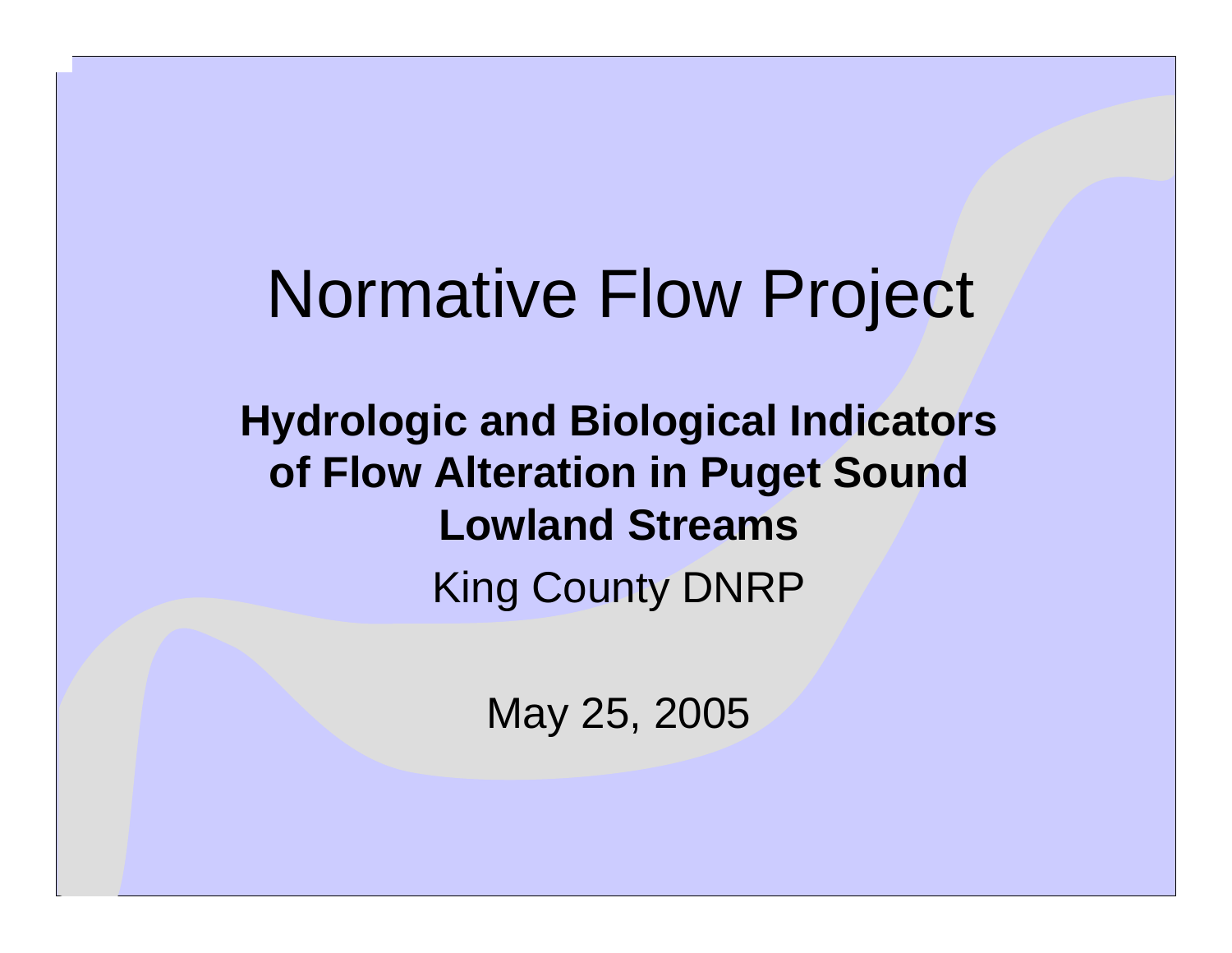# Normative Flow Project

**Hydrologic and Biological Indicators of Flow Alteration in Puget Sound Lowland Streams**

King County DNRP

May 25, 2005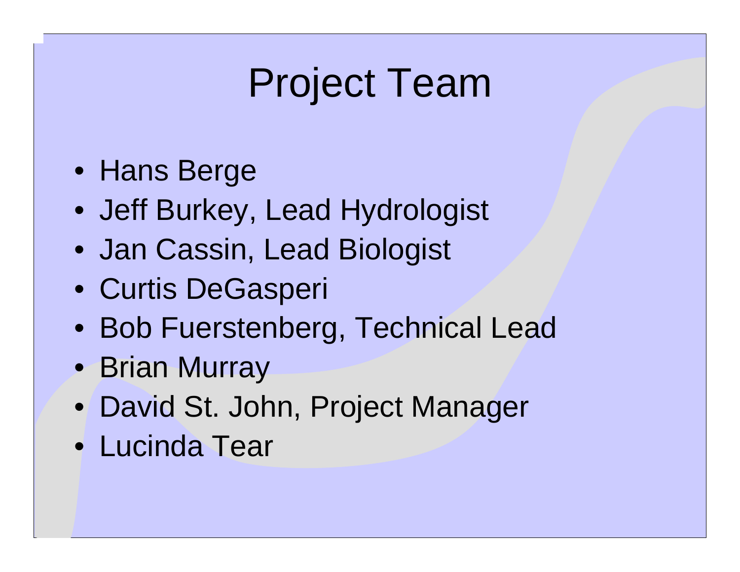# Project Team

- Hans Berge
- Jeff Burkey, Lead Hydrologist
- Jan Cassin, Lead Biologist
- Curtis DeGasperi
- Bob Fuerstenberg, Technical Lead
- Brian Murray
- David St. John, Project Manager
- Lucinda Tear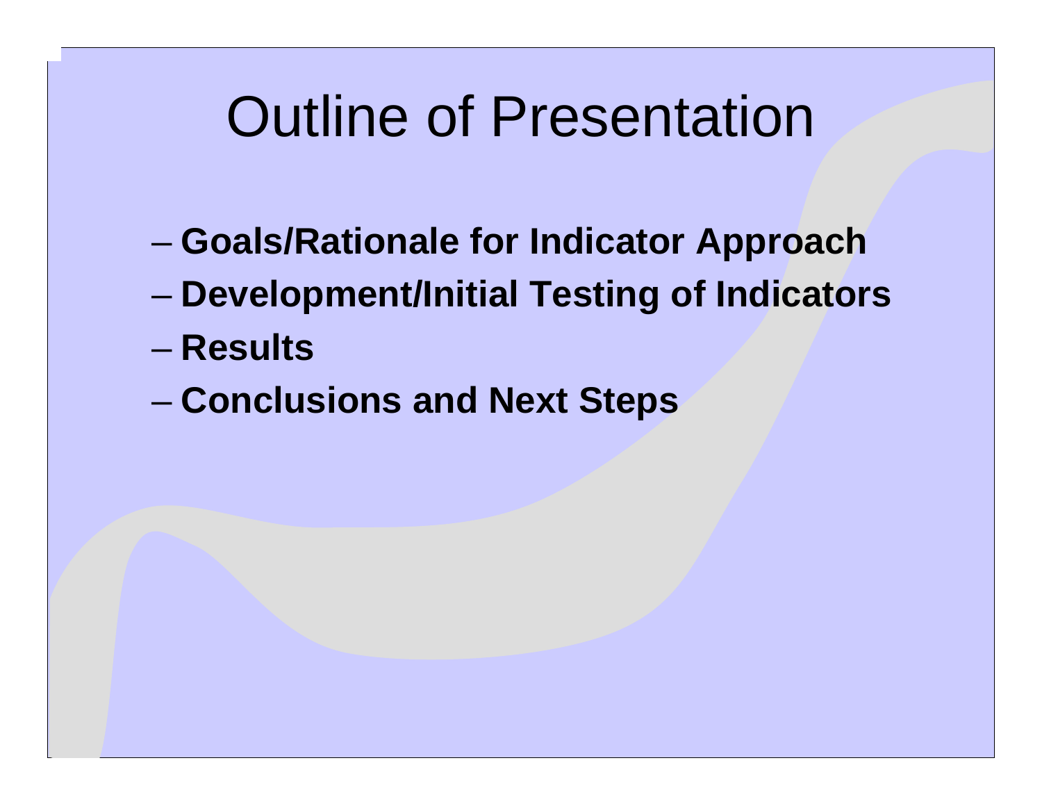# Outline of Presentation

- **Goals/Rationale for Indicator Approach**
- **Development/Initial Testing of Indicators**
- **Results**
- **Conclusions and Next Steps**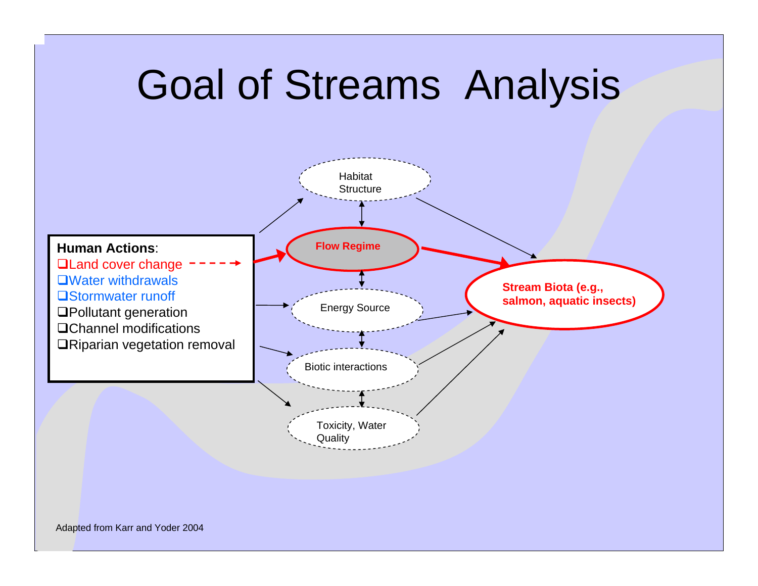# Goal of Streams Analysis

**Human Actions**:

- Land cover change
- Water withdrawals
- Stormwater runoff
- Pollutant generation
- Channel modifications
- Riparian vegetation removal

Habitat Structure

**Flow Regime**

Energy Source

Biotic interactions

Toxicity, Water Quality

**Stream Biota (e.g., salmon, aquatic insects)**

Adapted from Karr and Yoder 2004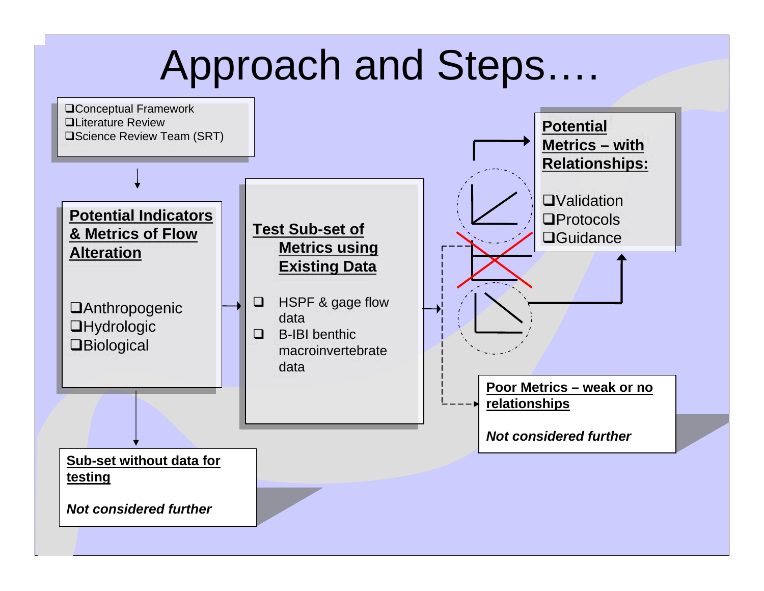# Approach and Steps….

- Conceptual Framework
- Literature Review
- Science Review Team (SRT)

**Potential Indicators & Metrics of Flow Alteration**

- Anthropogenic
- Hydrologic
- Biological

**Test Sub-set of Metrics using Existing Data**

- HSPF & gage flow data
- B-IBI benthic macroinvertebrate data

**Potential Metrics – with Relationships:**

- Validation
- Protocols
- Guidance

**Poor Metrics – weak or no relationships**

*Not considered further*

**Sub-set without data for testing**

*Not considered further*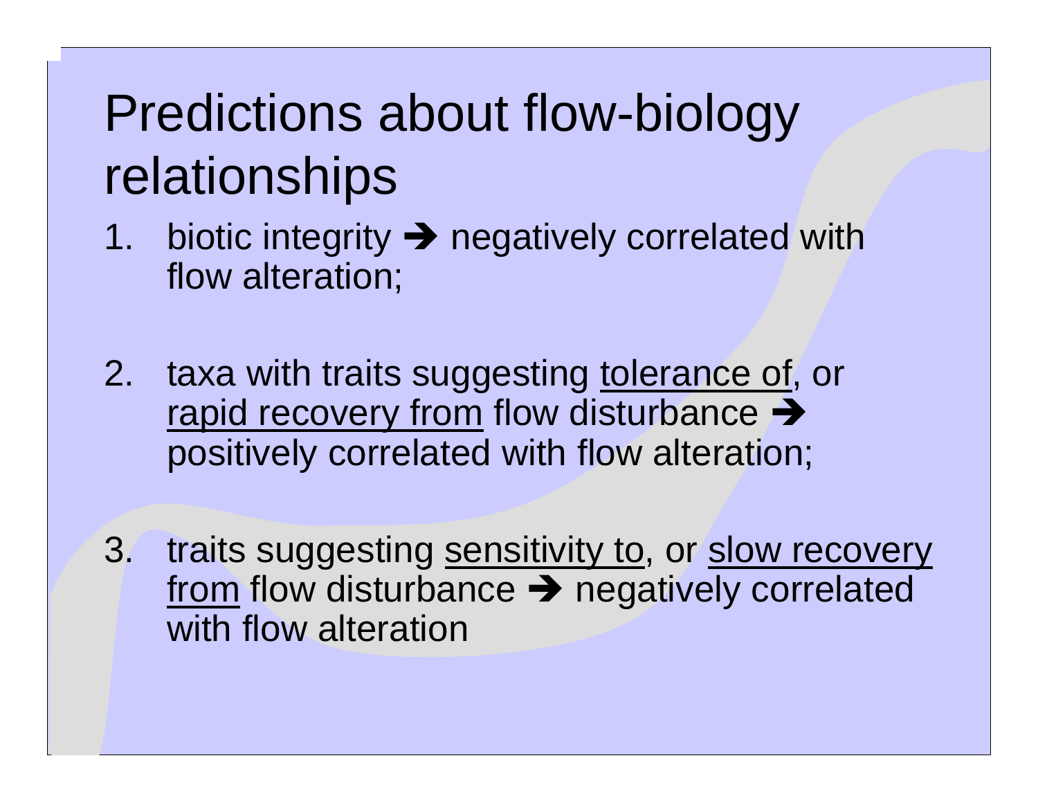# Predictions about flow-biology relationships

1. biotic integrity ➔ negatively correlated with flow alteration;

2. taxa with traits suggesting <u>tolerance of</u>, or <u>rapid recovery from</u> flow disturbance ➔ positively correlated with flow alteration;

3. traits suggesting <u>sensitivity to</u>, or <u>slow recovery from</u> flow disturbance ➔ negatively correlated with flow alteration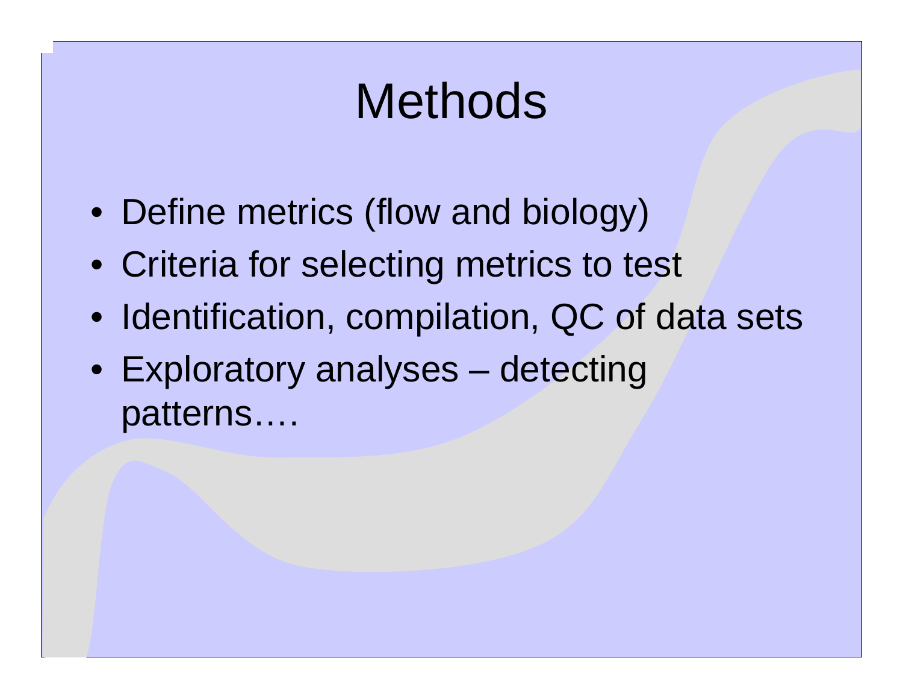# Methods

- Define metrics (flow and biology)
- Criteria for selecting metrics to test
- Identification, compilation, QC of data sets
- Exploratory analyses – detecting patterns….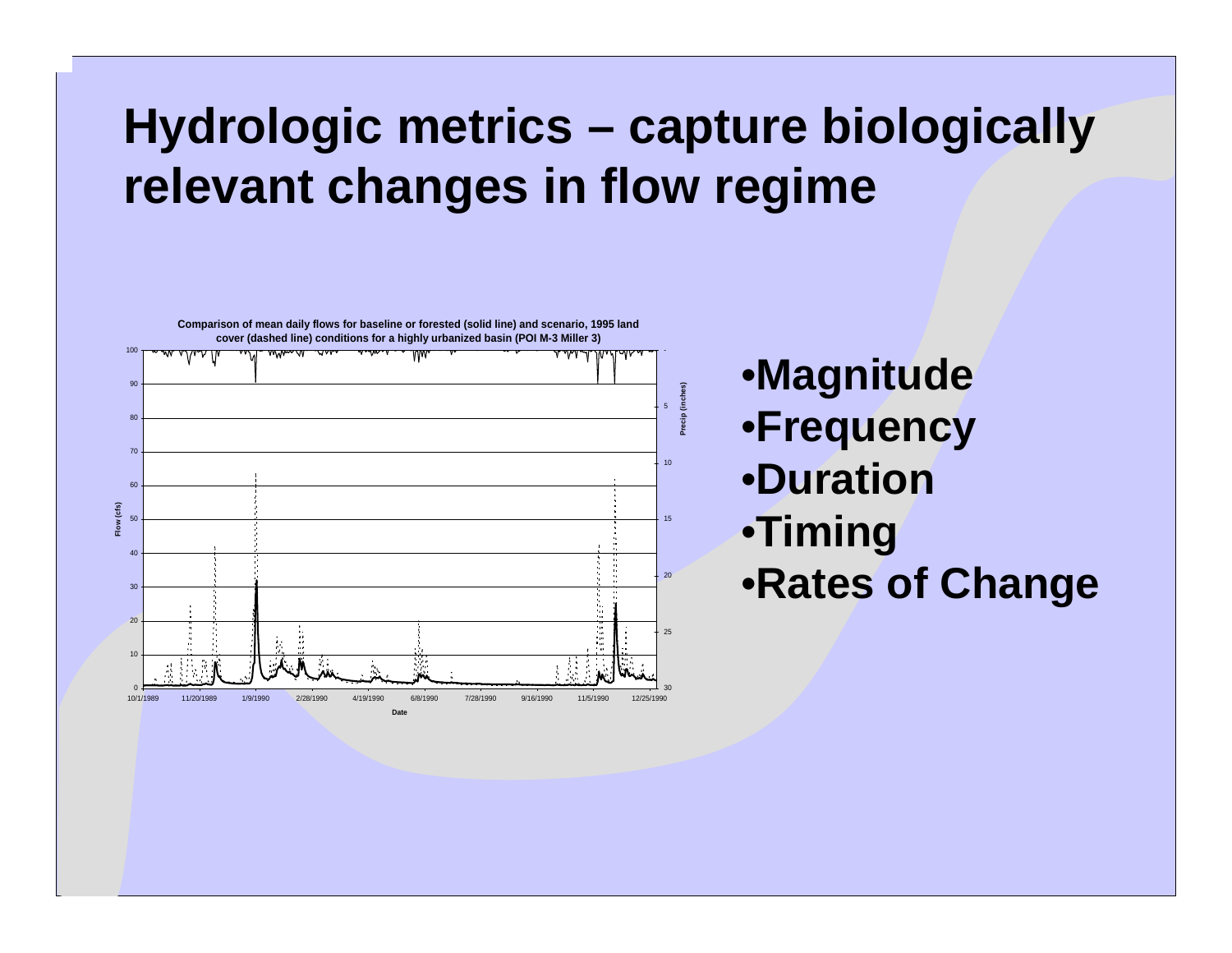# Hydrologic metrics – capture biologically relevant changes in flow regime

**Comparison of mean daily flows for baseline or forested (solid line) and scenario, 1995 land cover (dashed line) conditions for a highly urbanized basin (POI M-3 Miller 3)**

- **Magnitude**
- **Frequency**
- **Duration**
- **Timing**
- **Rates of Change**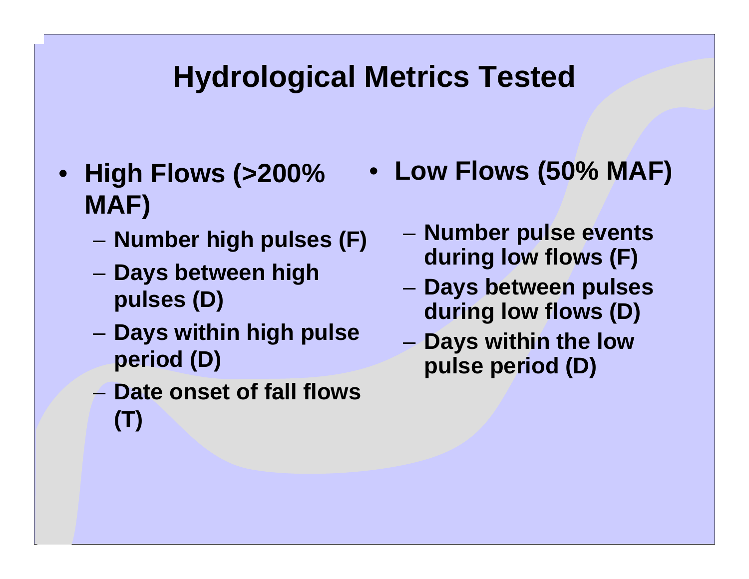# Hydrological Metrics Tested

- **High Flows (>200% MAF)**
  - **Number high pulses (F)**
  - **Days between high pulses (D)**
  - **Days within high pulse period (D)**
  - **Date onset of fall flows (T)**

- **Low Flows (50% MAF)**
  - **Number pulse events during low flows (F)**
  - **Days between pulses during low flows (D)**
  - **Days within the low pulse period (D)**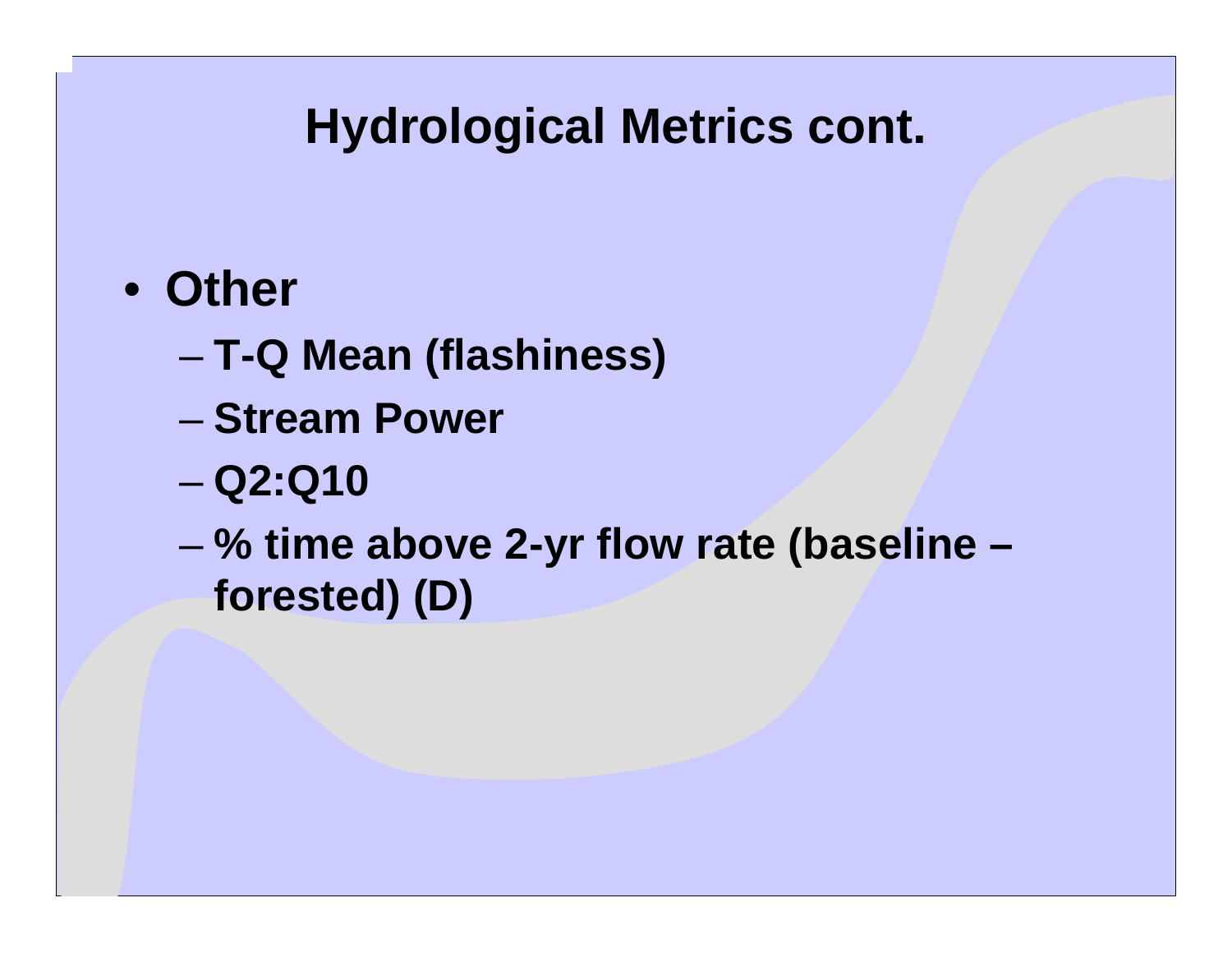# Hydrological Metrics cont.

- **Other**
  - **T-Q Mean (flashiness)**
  - **Stream Power**
  - **Q2:Q10**
  - **% time above 2-yr flow rate (baseline – forested) (D)**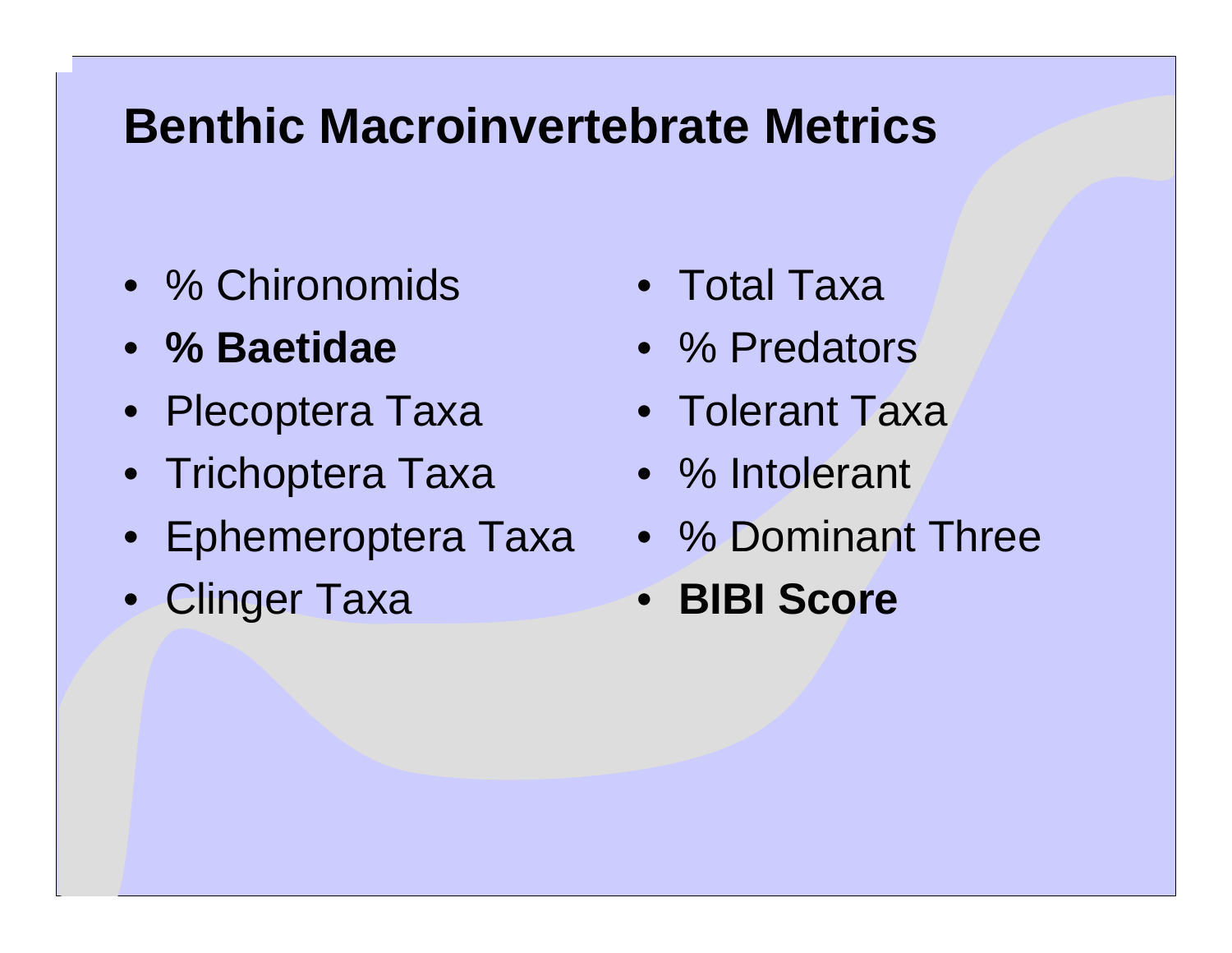# Benthic Macroinvertebrate Metrics

- % Chironomids
- **% Baetidae**
- Plecoptera Taxa
- Trichoptera Taxa
- Ephemeroptera Taxa
- Clinger Taxa
- Total Taxa
- % Predators
- Tolerant Taxa
- % Intolerant
- % Dominant Three
- **BIBI Score**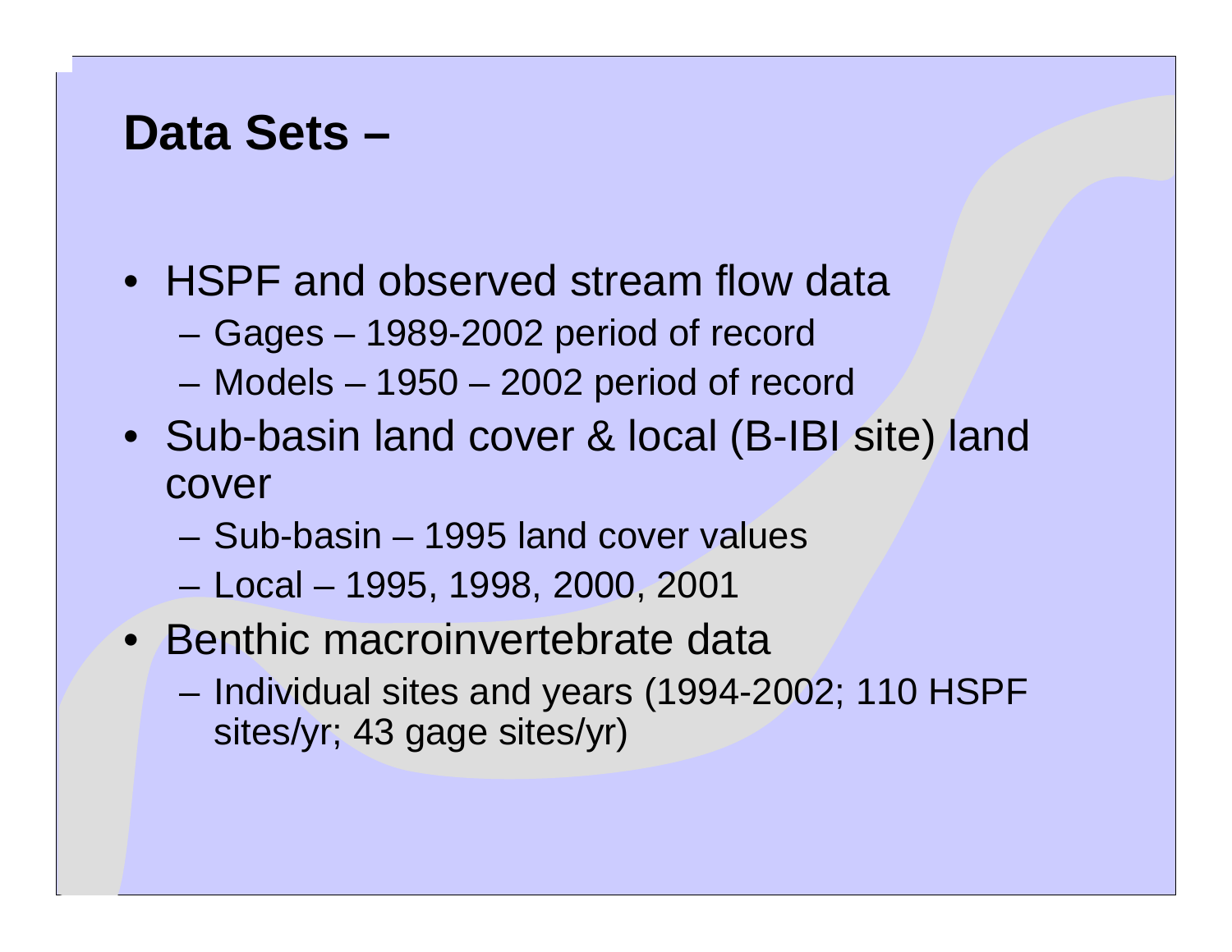# Data Sets –

- HSPF and observed stream flow data
  - Gages – 1989-2002 period of record
  - Models – 1950 – 2002 period of record
- Sub-basin land cover & local (B-IBI site) land cover
  - Sub-basin – 1995 land cover values
  - Local – 1995, 1998, 2000, 2001
- Benthic macroinvertebrate data
  - Individual sites and years (1994-2002; 110 HSPF sites/yr; 43 gage sites/yr)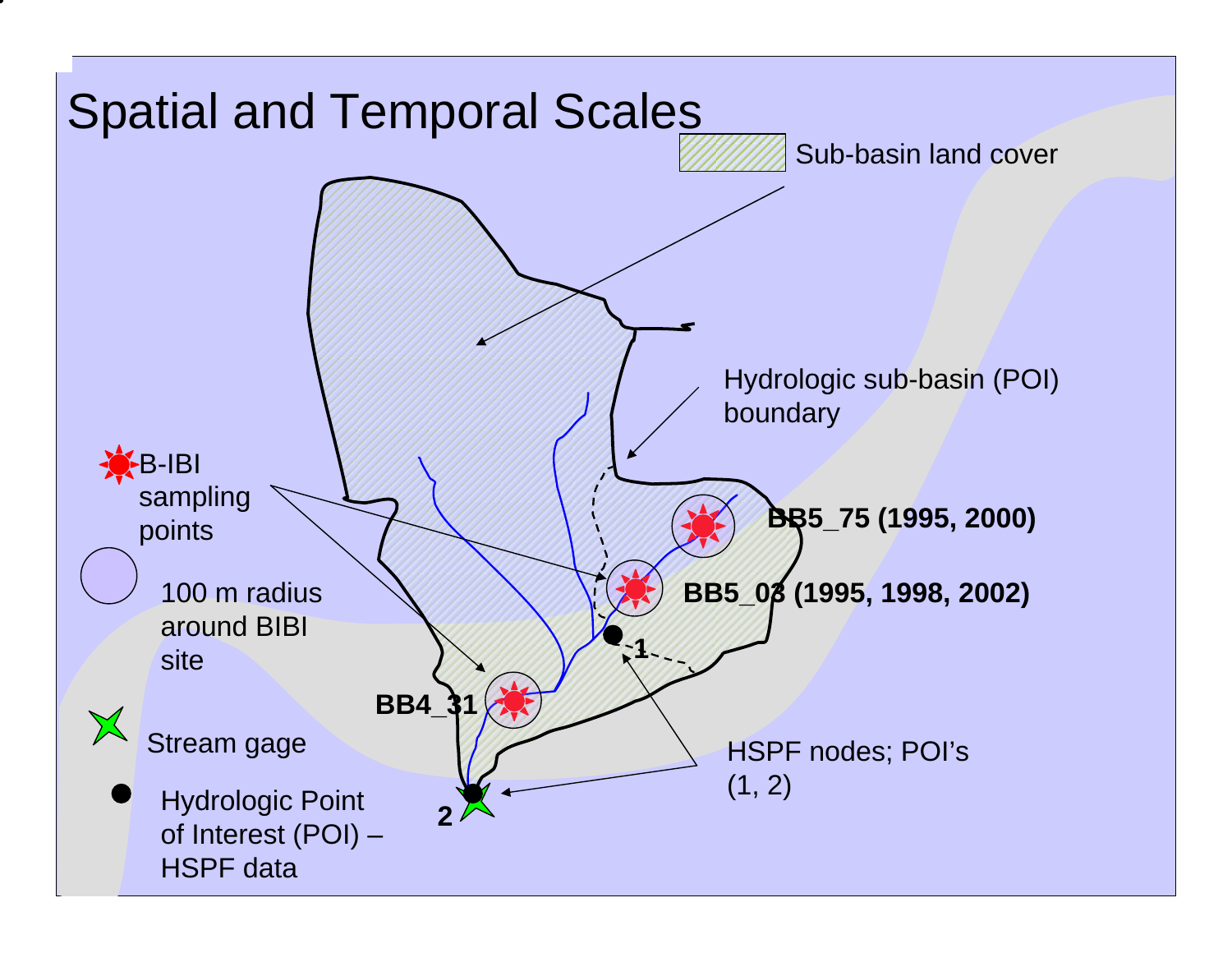# Spatial and Temporal Scales

Sub-basin land cover

Hydrologic sub-basin (POI) boundary

B-IBI sampling points

100 m radius around BIBI site

Stream gage

Hydrologic Point of Interest (POI) – HSPF data

**BB5_75 (1995, 2000)**

**BB5_03 (1995, 1998, 2002)**

**BB4_31**

**1**

**2**

HSPF nodes; POI's (1, 2)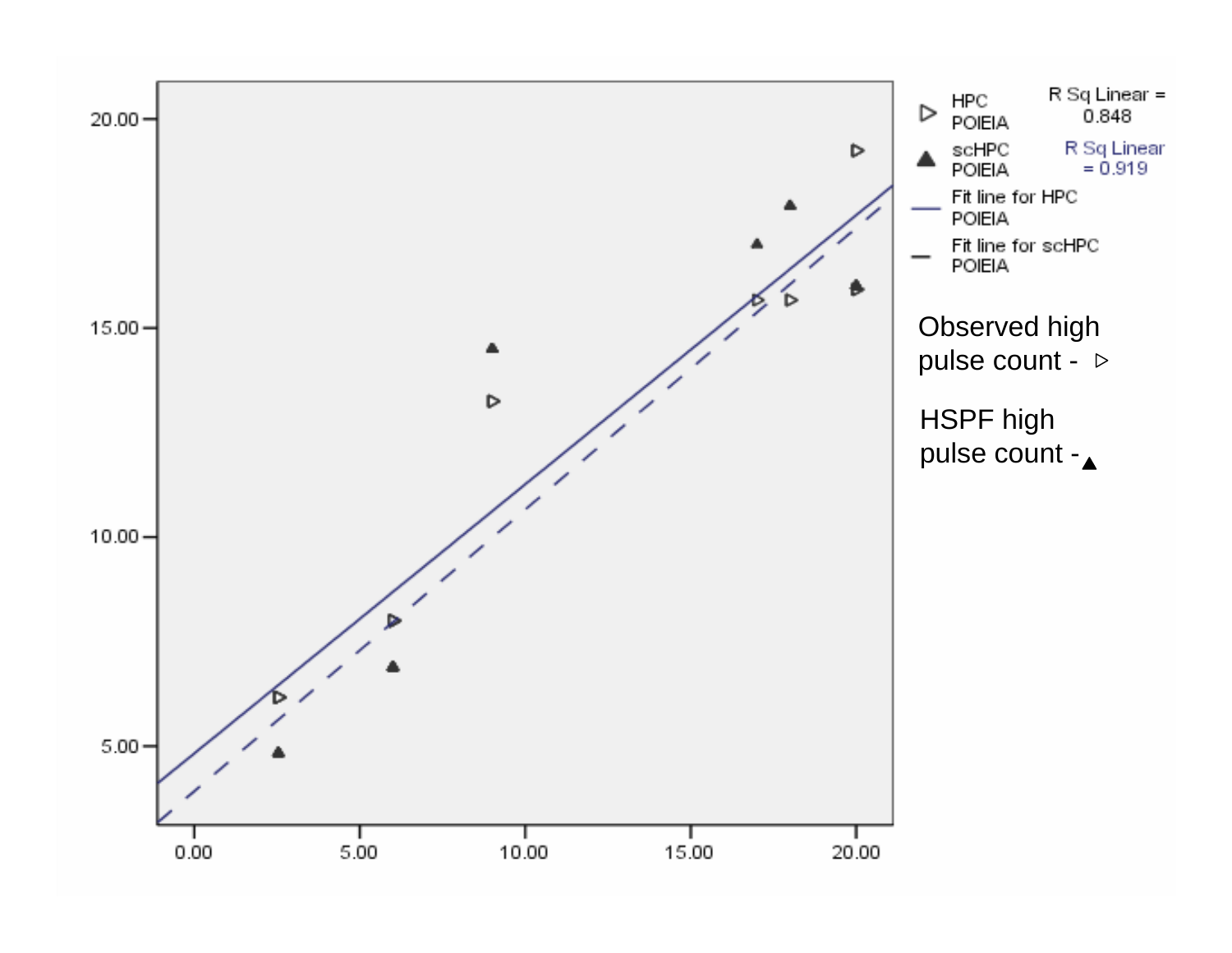HPC POIEIA — R Sq Linear = 0.848

scHPC POIEIA — R Sq Linear = 0.919

Fit line for HPC POIEIA

Fit line for scHPC POIEIA

Observed high pulse count - ▷

HSPF high pulse count - ▲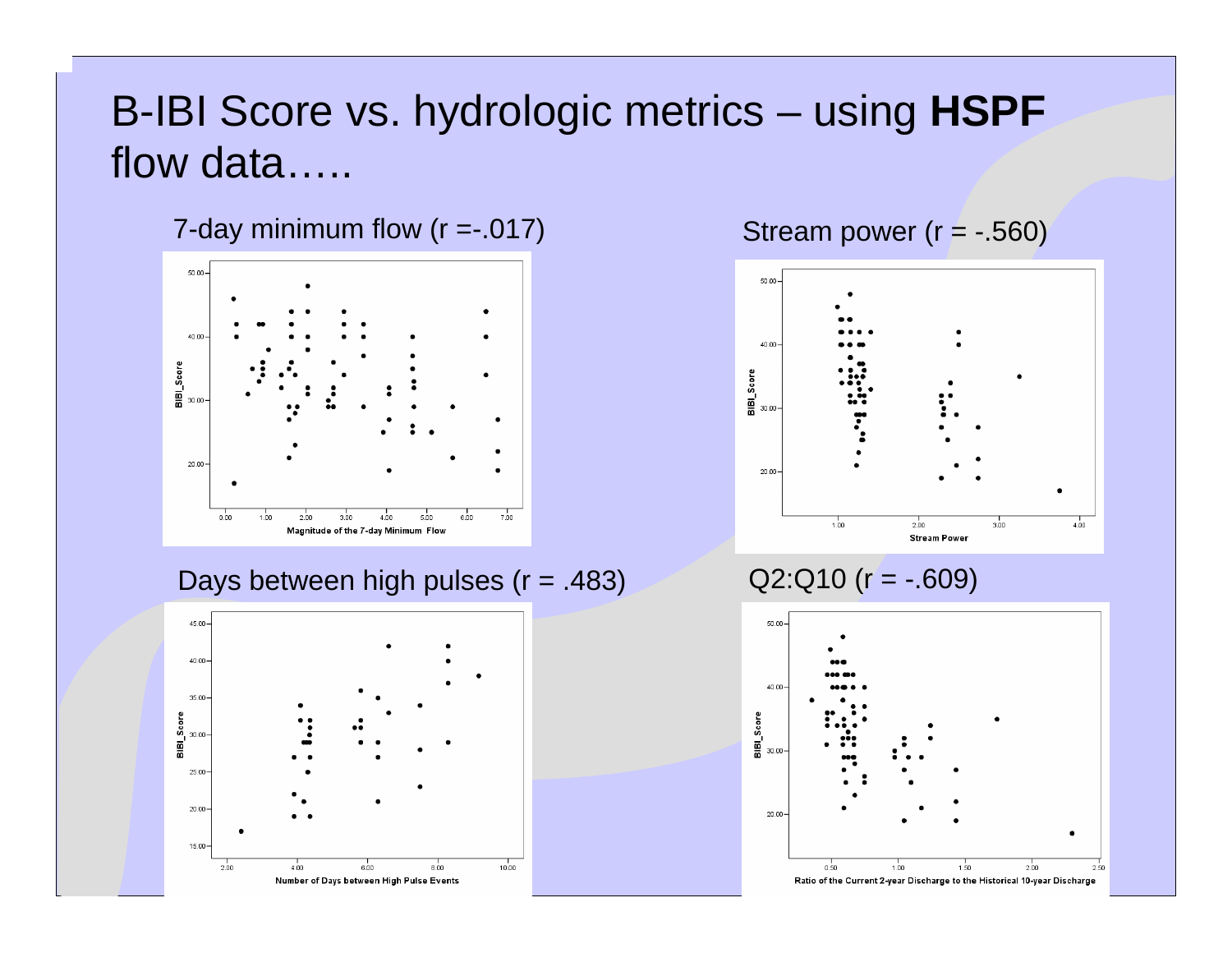# B-IBI Score vs. hydrologic metrics – using **HSPF** flow data…..

7-day minimum flow (r =-.017)

Stream power (r = -.560)

Days between high pulses (r = .483)

Q2:Q10 (r = -.609)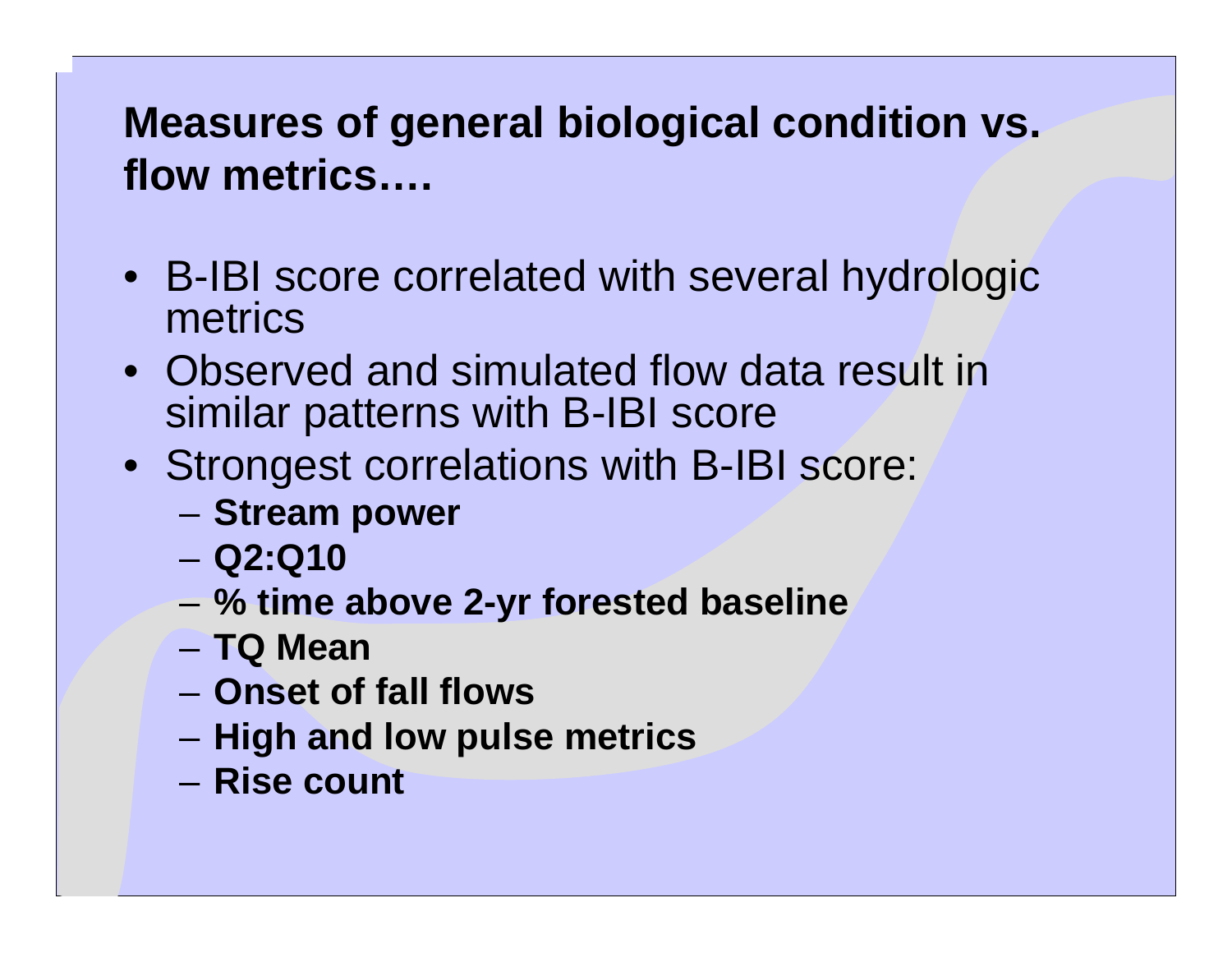## Measures of general biological condition vs. flow metrics….

- B-IBI score correlated with several hydrologic metrics
- Observed and simulated flow data result in similar patterns with B-IBI score
- Strongest correlations with B-IBI score:
  - **Stream power**
  - **Q2:Q10**
  - **% time above 2-yr forested baseline**
  - **TQ Mean**
  - **Onset of fall flows**
  - **High and low pulse metrics**
  - **Rise count**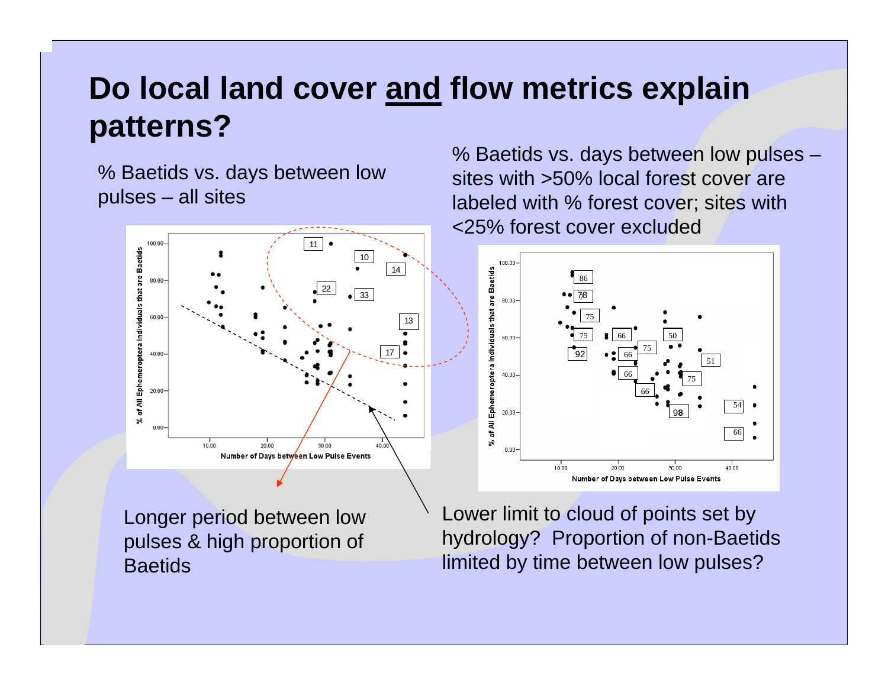# Do local land cover and flow metrics explain patterns?

% Baetids vs. days between low pulses – all sites

% Baetids vs. days between low pulses – sites with >50% local forest cover are labeled with % forest cover; sites with <25% forest cover excluded

Longer period between low pulses & high proportion of Baetids

Lower limit to cloud of points set by hydrology? Proportion of non-Baetids limited by time between low pulses?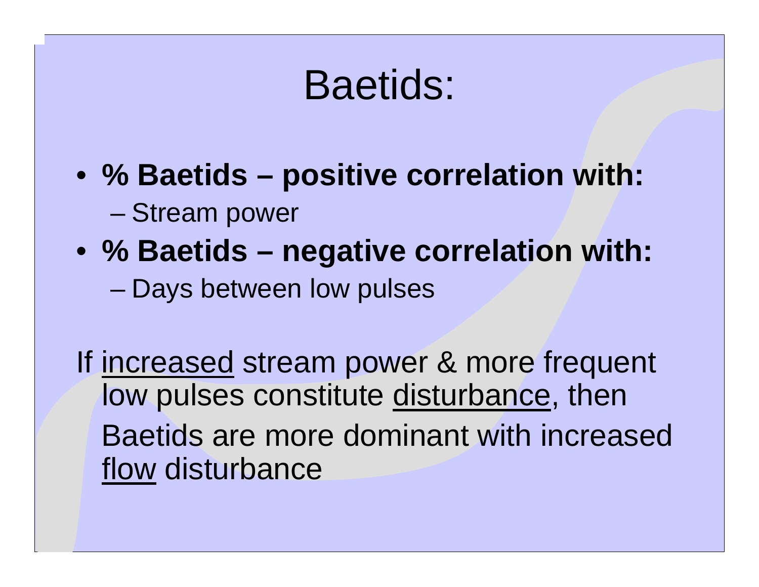# Baetids:

- **% Baetids – positive correlation with:**
  - Stream power
- **% Baetids – negative correlation with:**
  - Days between low pulses

If increased stream power & more frequent low pulses constitute disturbance, then Baetids are more dominant with increased flow disturbance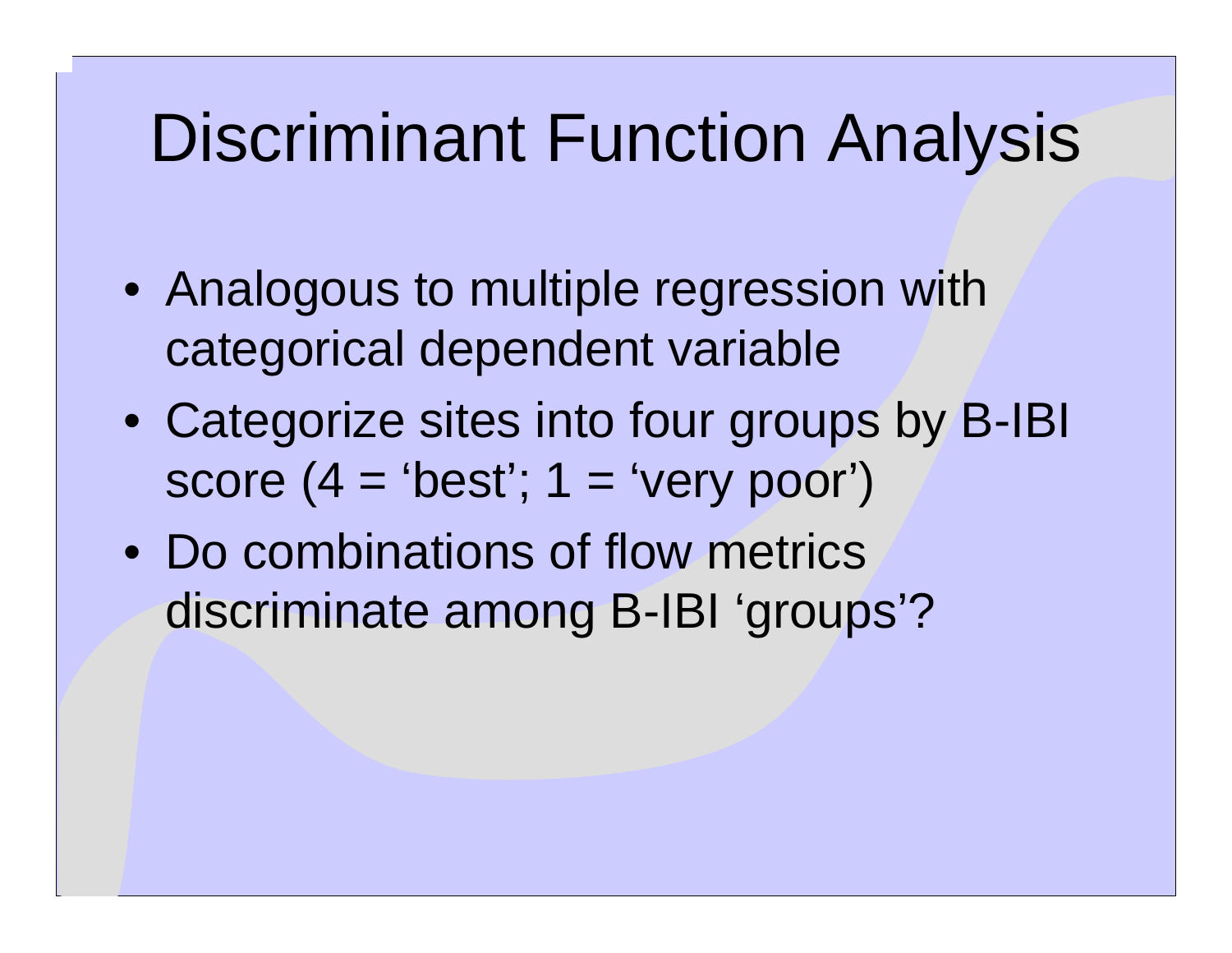# Discriminant Function Analysis

- Analogous to multiple regression with categorical dependent variable
- Categorize sites into four groups by B-IBI score (4 = ‘best’; 1 = ‘very poor’)
- Do combinations of flow metrics discriminate among B-IBI ‘groups’?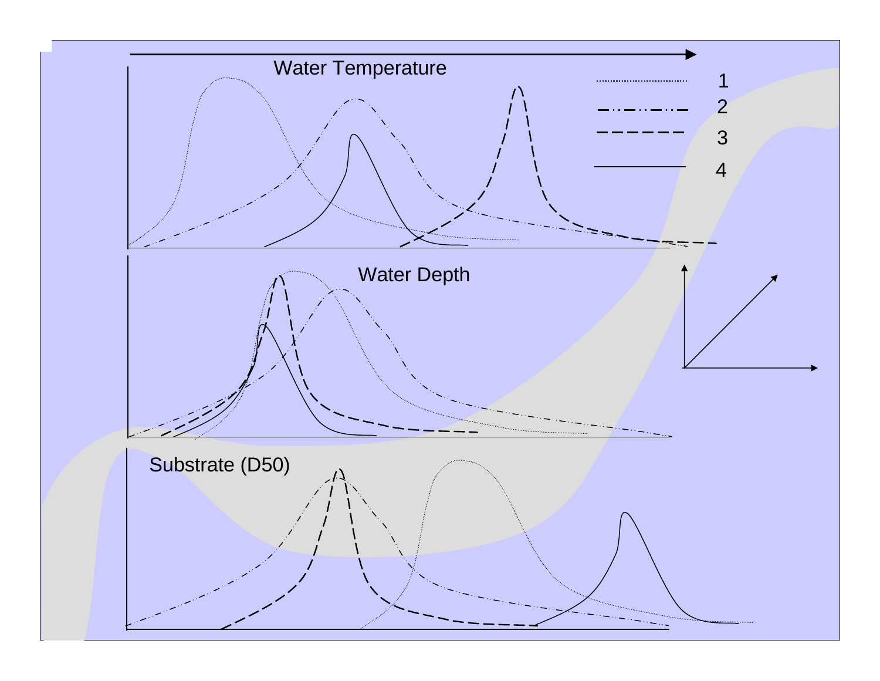Water Temperature

1

2

3

4

Water Depth

Substrate (D50)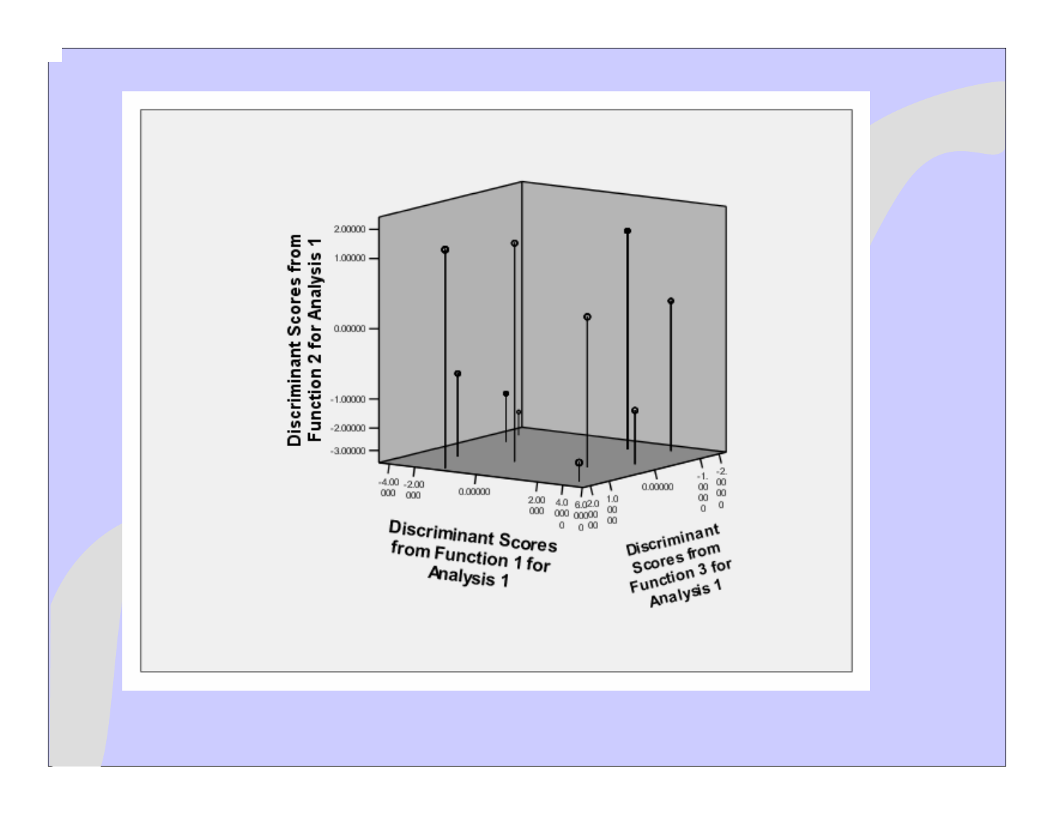Discriminant Scores from Function 2 for Analysis 1

2.00000
1.00000
0.00000
-1.00000
-2.00000
-3.00000

-4.00000 -2.00000 0.00000 2.00000 4.00000 6.00000

Discriminant Scores from Function 1 for Analysis 1

2.0000 1.0000 0.00000 -1.0000 -2.0000

Discriminant Scores from Function 3 for Analysis 1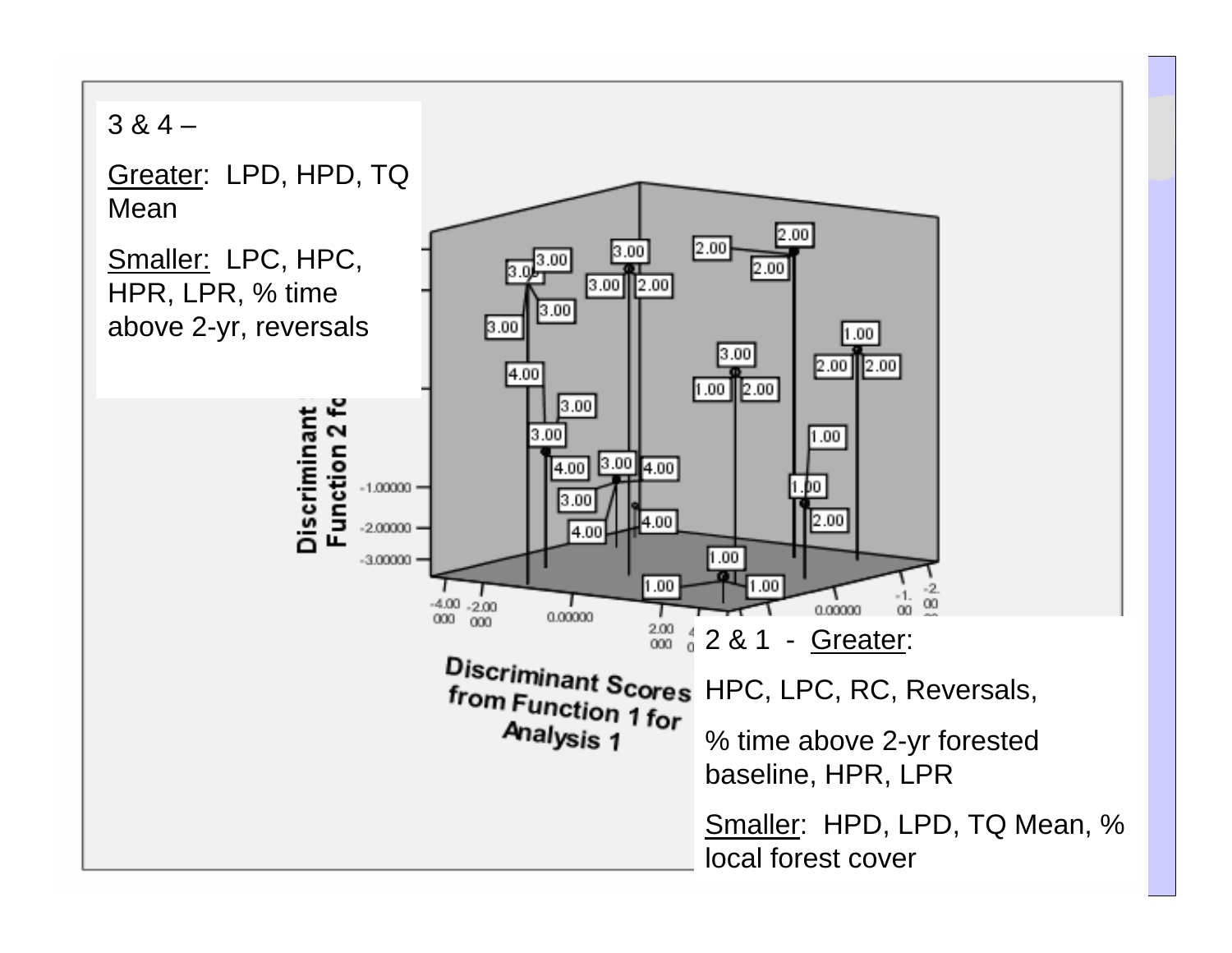3 & 4 –

Greater: LPD, HPD, TQ Mean

Smaller: LPC, HPC, HPR, LPR, % time above 2-yr, reversals

2 & 1 - Greater:

HPC, LPC, RC, Reversals,

% time above 2-yr forested baseline, HPR, LPR

Smaller: HPD, LPD, TQ Mean, % local forest cover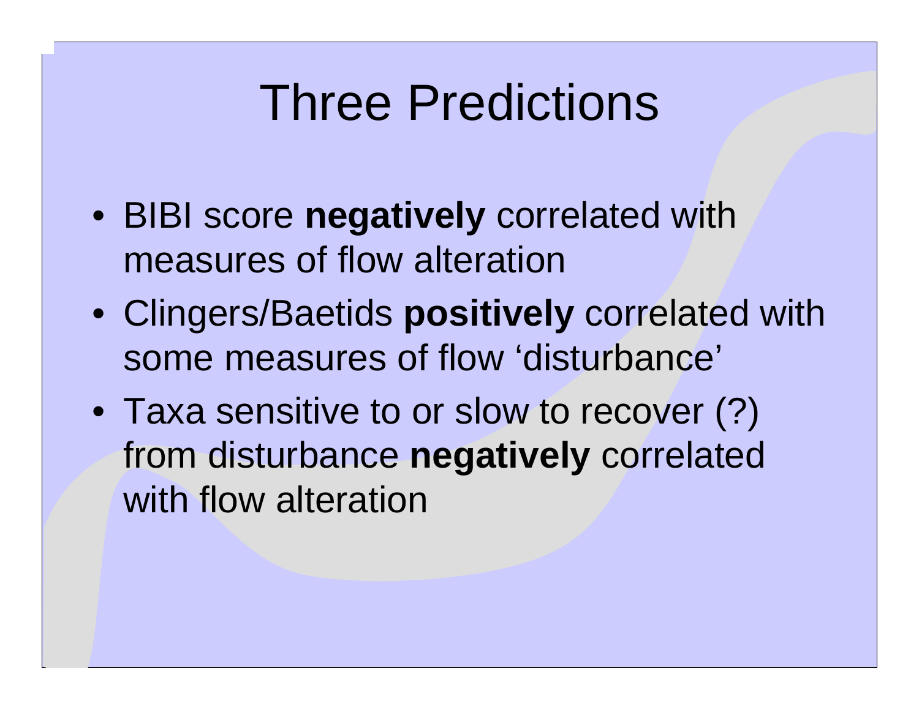# Three Predictions

- BIBI score **negatively** correlated with measures of flow alteration
- Clingers/Baetids **positively** correlated with some measures of flow 'disturbance'
- Taxa sensitive to or slow to recover (?) from disturbance **negatively** correlated with flow alteration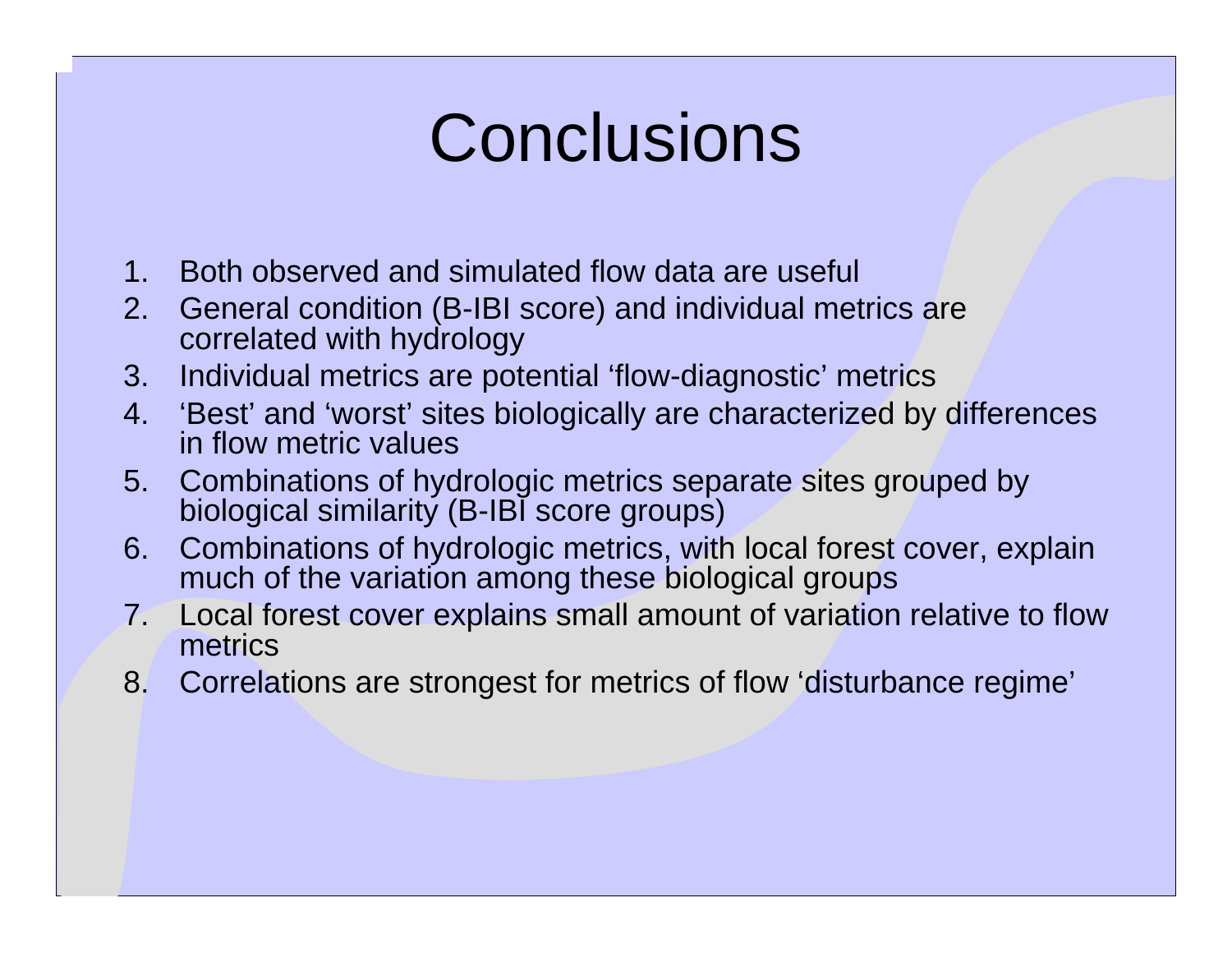# Conclusions

1. Both observed and simulated flow data are useful
2. General condition (B-IBI score) and individual metrics are correlated with hydrology
3. Individual metrics are potential 'flow-diagnostic' metrics
4. 'Best' and 'worst' sites biologically are characterized by differences in flow metric values
5. Combinations of hydrologic metrics separate sites grouped by biological similarity (B-IBI score groups)
6. Combinations of hydrologic metrics, with local forest cover, explain much of the variation among these biological groups
7. Local forest cover explains small amount of variation relative to flow metrics
8. Correlations are strongest for metrics of flow 'disturbance regime'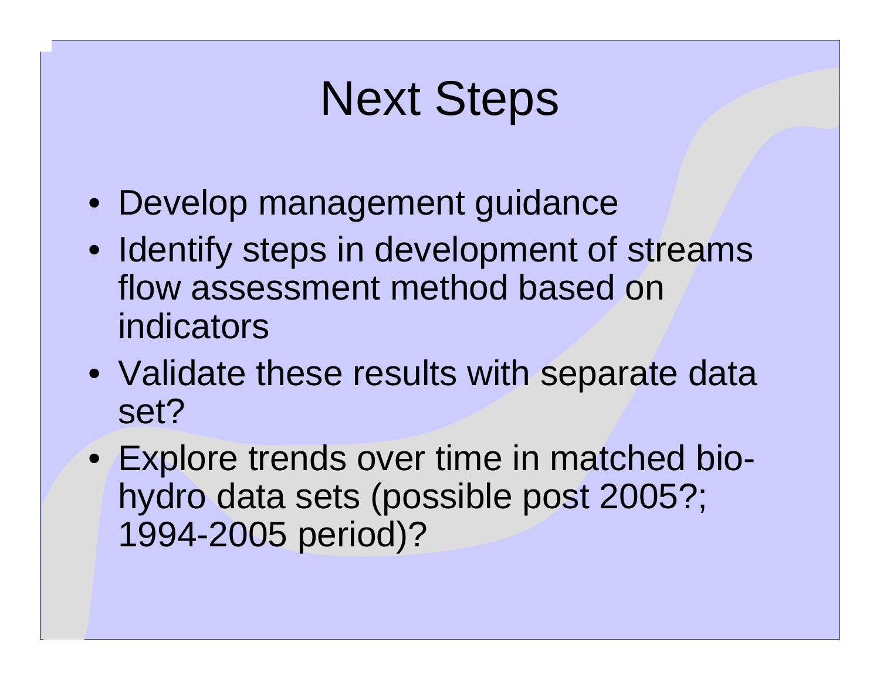# Next Steps

- Develop management guidance
- Identify steps in development of streams flow assessment method based on indicators
- Validate these results with separate data set?
- Explore trends over time in matched bio-hydro data sets (possible post 2005?; 1994-2005 period)?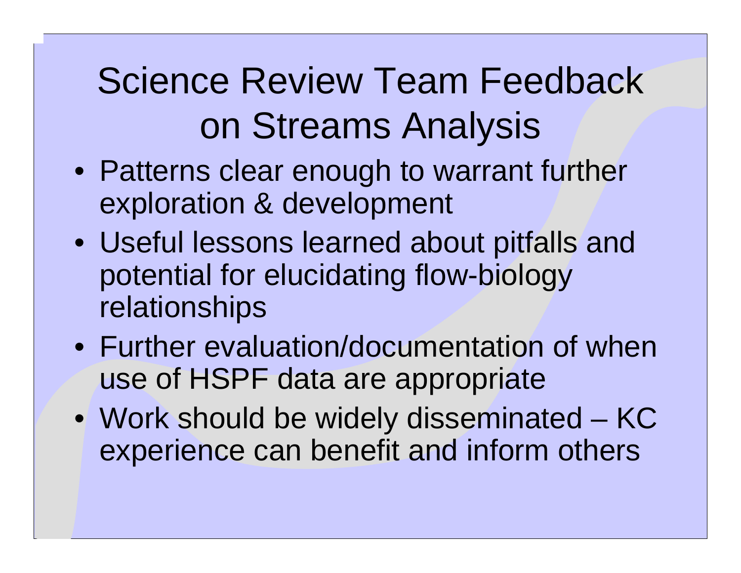# Science Review Team Feedback on Streams Analysis

- Patterns clear enough to warrant further exploration & development
- Useful lessons learned about pitfalls and potential for elucidating flow-biology relationships
- Further evaluation/documentation of when use of HSPF data are appropriate
- Work should be widely disseminated – KC experience can benefit and inform others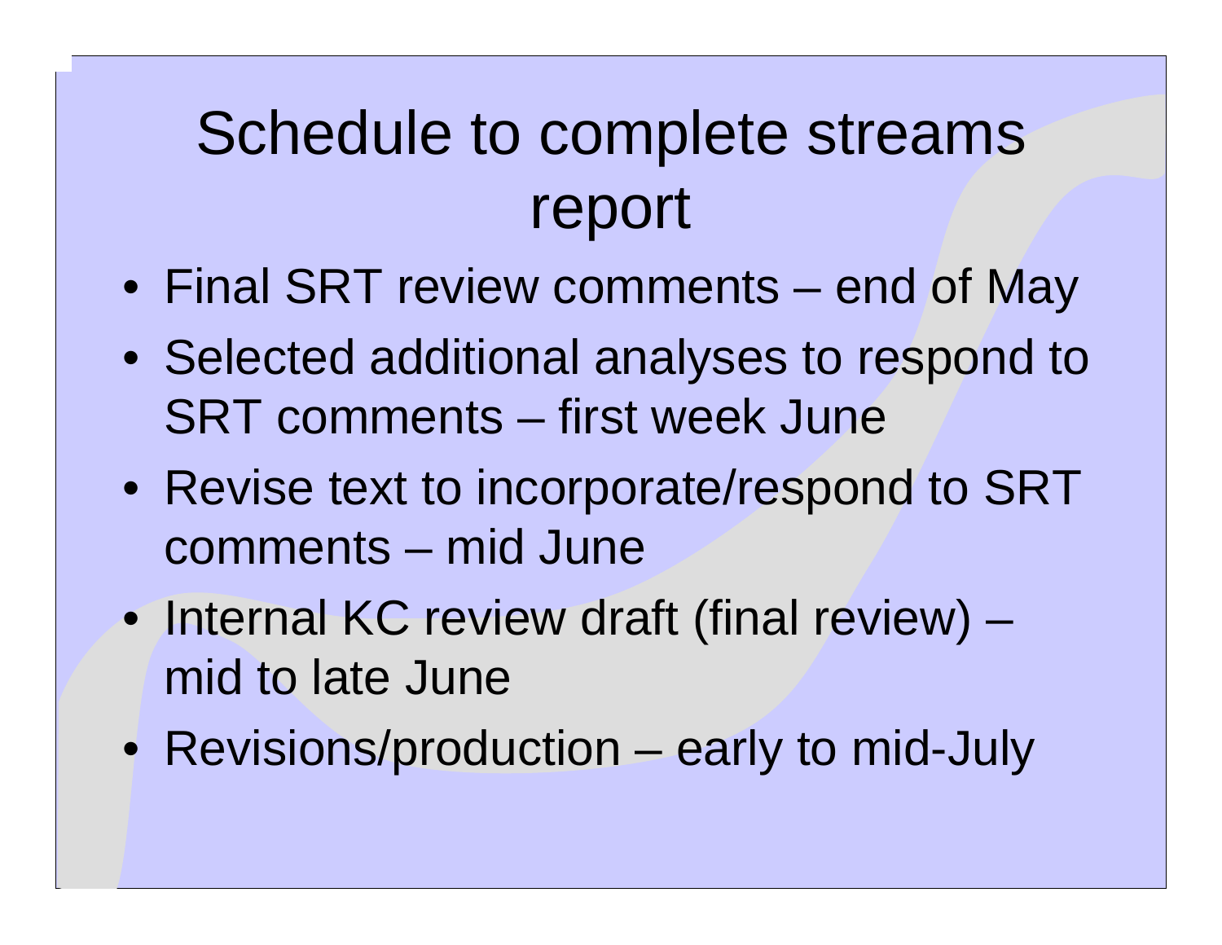# Schedule to complete streams report

- Final SRT review comments – end of May
- Selected additional analyses to respond to SRT comments – first week June
- Revise text to incorporate/respond to SRT comments – mid June
- Internal KC review draft (final review) – mid to late June
- Revisions/production – early to mid-July